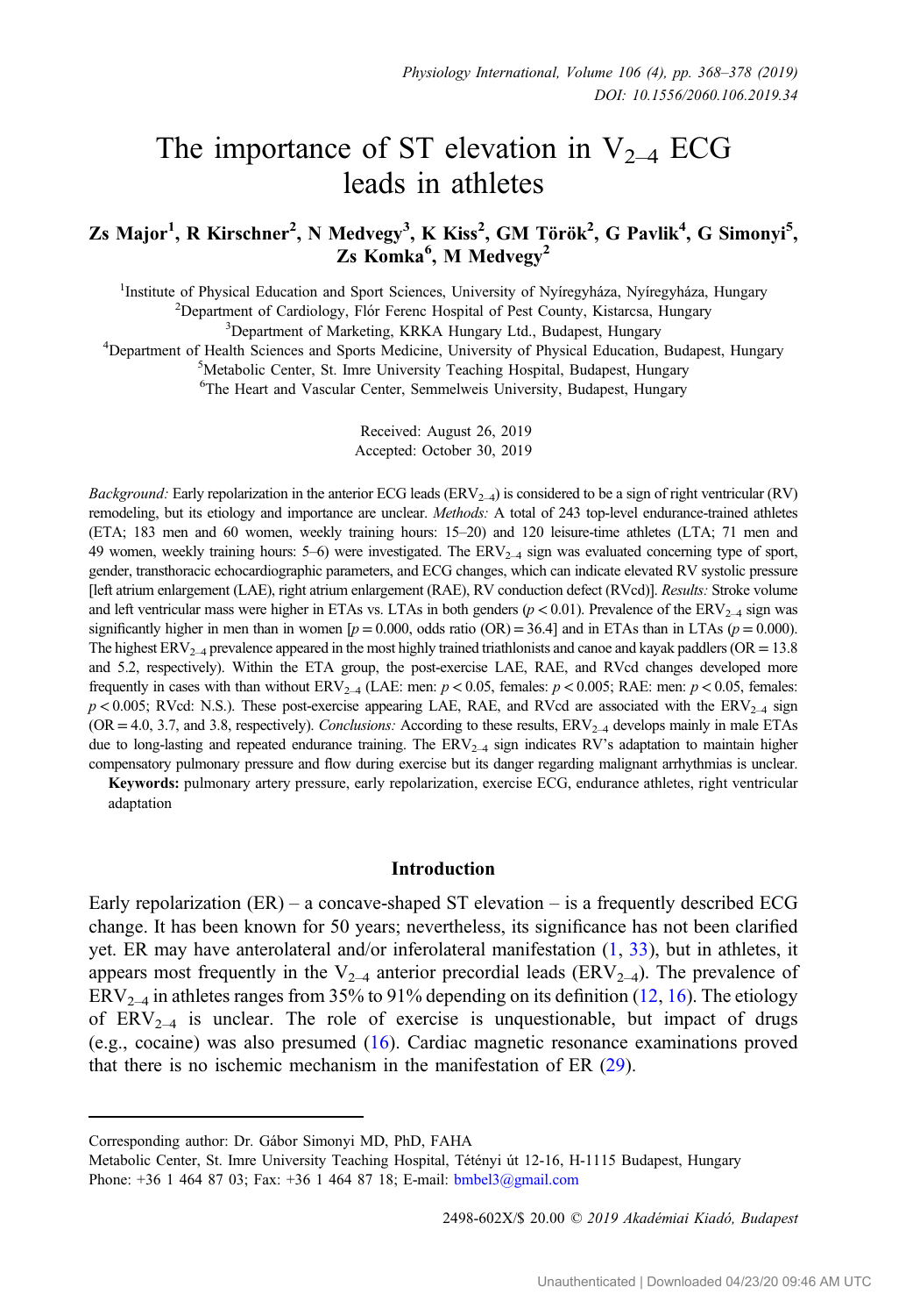# The importance of ST elevation in $V_{2–4}$ ECG leads in athletes

**Zs Major[1], R Kirschner[2], N Medvegy[3], K Kiss[2], GM Török[2], G Pavlik[4], G Simonyi[5], Zs Komka[6], M Medvegy[2]**

[1]Institute of Physical Education and Sport Sciences, University of Nyíregyháza, Nyíregyháza, Hungary
[2]Department of Cardiology, Flór Ferenc Hospital of Pest County, Kistarcsa, Hungary
[3]Department of Marketing, KRKA Hungary Ltd., Budapest, Hungary
[4]Department of Health Sciences and Sports Medicine, University of Physical Education, Budapest, Hungary
[5]Metabolic Center, St. Imre University Teaching Hospital, Budapest, Hungary
[6]The Heart and Vascular Center, Semmelweis University, Budapest, Hungary

Received: August 26, 2019
Accepted: October 30, 2019

*Background:* Early repolarization in the anterior ECG leads ($ERV_{2–4}$) is considered to be a sign of right ventricular (RV) remodeling, but its etiology and importance are unclear. *Methods:* A total of 243 top-level endurance-trained athletes (ETA; 183 men and 60 women, weekly training hours: 15–20) and 120 leisure-time athletes (LTA; 71 men and 49 women, weekly training hours: 5–6) were investigated. The $ERV_{2–4}$ sign was evaluated concerning type of sport, gender, transthoracic echocardiographic parameters, and ECG changes, which can indicate elevated RV systolic pressure [left atrium enlargement (LAE), right atrium enlargement (RAE), RV conduction defect (RVcd)]. *Results:* Stroke volume and left ventricular mass were higher in ETAs vs. LTAs in both genders ($p < 0.01$). Prevalence of the $ERV_{2–4}$ sign was significantly higher in men than in women [$p = 0.000$, odds ratio (OR) = 36.4] and in ETAs than in LTAs ($p = 0.000$). The highest $ERV_{2–4}$ prevalence appeared in the most highly trained triathlonists and canoe and kayak paddlers (OR = 13.8 and 5.2, respectively). Within the ETA group, the post-exercise LAE, RAE, and RVcd changes developed more frequently in cases with than without $ERV_{2–4}$ (LAE: men: $p < 0.05$, females: $p < 0.005$; RAE: men: $p < 0.05$, females: $p < 0.005$; RVcd: N.S.). These post-exercise appearing LAE, RAE, and RVcd are associated with the $ERV_{2–4}$ sign (OR = 4.0, 3.7, and 3.8, respectively). *Conclusions:* According to these results, $ERV_{2–4}$ develops mainly in male ETAs due to long-lasting and repeated endurance training. The $ERV_{2–4}$ sign indicates RV's adaptation to maintain higher compensatory pulmonary pressure and flow during exercise but its danger regarding malignant arrhythmias is unclear.

**Keywords:** pulmonary artery pressure, early repolarization, exercise ECG, endurance athletes, right ventricular adaptation

## Introduction

Early repolarization (ER) – a concave-shaped ST elevation – is a frequently described ECG change. It has been known for 50 years; nevertheless, its significance has not been clarified yet. ER may have anterolateral and/or inferolateral manifestation (1, 33), but in athletes, it appears most frequently in the $V_{2–4}$ anterior precordial leads ($ERV_{2–4}$). The prevalence of $ERV_{2–4}$ in athletes ranges from 35% to 91% depending on its definition (12, 16). The etiology of $ERV_{2–4}$ is unclear. The role of exercise is unquestionable, but impact of drugs (e.g., cocaine) was also presumed (16). Cardiac magnetic resonance examinations proved that there is no ischemic mechanism in the manifestation of ER (29).

---

Corresponding author: Dr. Gábor Simonyi MD, PhD, FAHA
Metabolic Center, St. Imre University Teaching Hospital, Tétényi út 12-16, H-1115 Budapest, Hungary
Phone: +36 1 464 87 03; Fax: +36 1 464 87 18; E-mail: bmbel3@gmail.com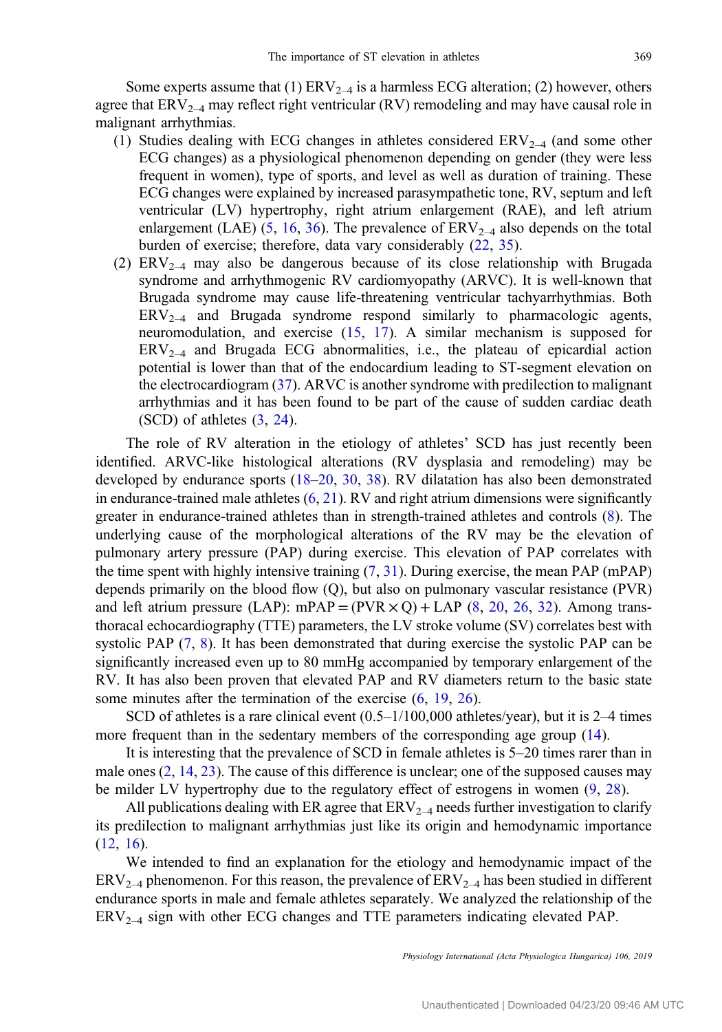Some experts assume that (1) $ERV_{2–4}$ is a harmless ECG alteration; (2) however, others agree that $ERV_{2–4}$ may reflect right ventricular (RV) remodeling and may have causal role in malignant arrhythmias.

(1) Studies dealing with ECG changes in athletes considered $ERV_{2–4}$ (and some other ECG changes) as a physiological phenomenon depending on gender (they were less frequent in women), type of sports, and level as well as duration of training. These ECG changes were explained by increased parasympathetic tone, RV, septum and left ventricular (LV) hypertrophy, right atrium enlargement (RAE), and left atrium enlargement (LAE) (5, 16, 36). The prevalence of $ERV_{2–4}$ also depends on the total burden of exercise; therefore, data vary considerably (22, 35).

(2) $ERV_{2–4}$ may also be dangerous because of its close relationship with Brugada syndrome and arrhythmogenic RV cardiomyopathy (ARVC). It is well-known that Brugada syndrome may cause life-threatening ventricular tachyarrhythmias. Both $ERV_{2–4}$ and Brugada syndrome respond similarly to pharmacologic agents, neuromodulation, and exercise (15, 17). A similar mechanism is supposed for $ERV_{2–4}$ and Brugada ECG abnormalities, i.e., the plateau of epicardial action potential is lower than that of the endocardium leading to ST-segment elevation on the electrocardiogram (37). ARVC is another syndrome with predilection to malignant arrhythmias and it has been found to be part of the cause of sudden cardiac death (SCD) of athletes (3, 24).

The role of RV alteration in the etiology of athletes' SCD has just recently been identified. ARVC-like histological alterations (RV dysplasia and remodeling) may be developed by endurance sports (18–20, 30, 38). RV dilatation has also been demonstrated in endurance-trained male athletes (6, 21). RV and right atrium dimensions were significantly greater in endurance-trained athletes than in strength-trained athletes and controls (8). The underlying cause of the morphological alterations of the RV may be the elevation of pulmonary artery pressure (PAP) during exercise. This elevation of PAP correlates with the time spent with highly intensive training (7, 31). During exercise, the mean PAP (mPAP) depends primarily on the blood flow (Q), but also on pulmonary vascular resistance (PVR) and left atrium pressure (LAP): $mPAP = (PVR \times Q) + LAP$ (8, 20, 26, 32). Among transthoracal echocardiography (TTE) parameters, the LV stroke volume (SV) correlates best with systolic PAP (7, 8). It has been demonstrated that during exercise the systolic PAP can be significantly increased even up to 80 mmHg accompanied by temporary enlargement of the RV. It has also been proven that elevated PAP and RV diameters return to the basic state some minutes after the termination of the exercise (6, 19, 26).

SCD of athletes is a rare clinical event (0.5–1/100,000 athletes/year), but it is 2–4 times more frequent than in the sedentary members of the corresponding age group (14).

It is interesting that the prevalence of SCD in female athletes is 5–20 times rarer than in male ones (2, 14, 23). The cause of this difference is unclear; one of the supposed causes may be milder LV hypertrophy due to the regulatory effect of estrogens in women (9, 28).

All publications dealing with ER agree that $ERV_{2–4}$ needs further investigation to clarify its predilection to malignant arrhythmias just like its origin and hemodynamic importance (12, 16).

We intended to find an explanation for the etiology and hemodynamic impact of the $ERV_{2–4}$ phenomenon. For this reason, the prevalence of $ERV_{2–4}$ has been studied in different endurance sports in male and female athletes separately. We analyzed the relationship of the $ERV_{2–4}$ sign with other ECG changes and TTE parameters indicating elevated PAP.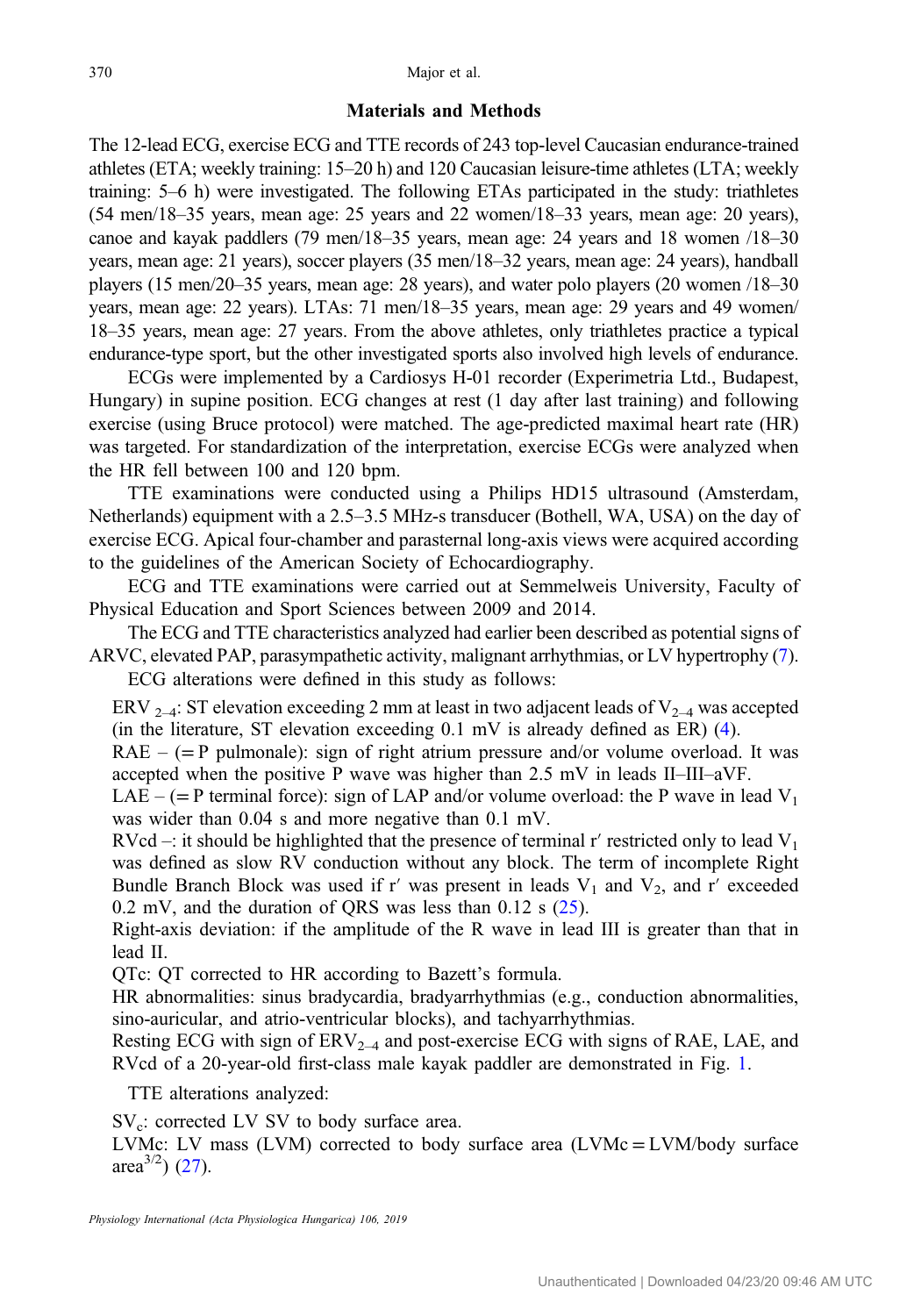## Materials and Methods

The 12-lead ECG, exercise ECG and TTE records of 243 top-level Caucasian endurance-trained athletes (ETA; weekly training: 15–20 h) and 120 Caucasian leisure-time athletes (LTA; weekly training: 5–6 h) were investigated. The following ETAs participated in the study: triathletes (54 men/18–35 years, mean age: 25 years and 22 women/18–33 years, mean age: 20 years), canoe and kayak paddlers (79 men/18–35 years, mean age: 24 years and 18 women /18–30 years, mean age: 21 years), soccer players (35 men/18–32 years, mean age: 24 years), handball players (15 men/20–35 years, mean age: 28 years), and water polo players (20 women /18–30 years, mean age: 22 years). LTAs: 71 men/18–35 years, mean age: 29 years and 49 women/ 18–35 years, mean age: 27 years. From the above athletes, only triathletes practice a typical endurance-type sport, but the other investigated sports also involved high levels of endurance.

ECGs were implemented by a Cardiosys H-01 recorder (Experimetria Ltd., Budapest, Hungary) in supine position. ECG changes at rest (1 day after last training) and following exercise (using Bruce protocol) were matched. The age-predicted maximal heart rate (HR) was targeted. For standardization of the interpretation, exercise ECGs were analyzed when the HR fell between 100 and 120 bpm.

TTE examinations were conducted using a Philips HD15 ultrasound (Amsterdam, Netherlands) equipment with a 2.5–3.5 MHz-s transducer (Bothell, WA, USA) on the day of exercise ECG. Apical four-chamber and parasternal long-axis views were acquired according to the guidelines of the American Society of Echocardiography.

ECG and TTE examinations were carried out at Semmelweis University, Faculty of Physical Education and Sport Sciences between 2009 and 2014.

The ECG and TTE characteristics analyzed had earlier been described as potential signs of ARVC, elevated PAP, parasympathetic activity, malignant arrhythmias, or LV hypertrophy (7).

ECG alterations were defined in this study as follows:

ERV $_{2–4}$: ST elevation exceeding 2 mm at least in two adjacent leads of $V_{2–4}$ was accepted (in the literature, ST elevation exceeding 0.1 mV is already defined as ER) (4).

RAE – (= P pulmonale): sign of right atrium pressure and/or volume overload. It was accepted when the positive P wave was higher than 2.5 mV in leads II–III–aVF.

LAE – (= P terminal force): sign of LAP and/or volume overload: the P wave in lead $V_1$ was wider than 0.04 s and more negative than 0.1 mV.

RVcd –: it should be highlighted that the presence of terminal r′ restricted only to lead $V_1$ was defined as slow RV conduction without any block. The term of incomplete Right Bundle Branch Block was used if r′ was present in leads $V_1$ and $V_2$, and r′ exceeded 0.2 mV, and the duration of QRS was less than 0.12 s (25).

Right-axis deviation: if the amplitude of the R wave in lead III is greater than that in lead II.

QTc: QT corrected to HR according to Bazett's formula.

HR abnormalities: sinus bradycardia, bradyarrhythmias (e.g., conduction abnormalities, sino-auricular, and atrio-ventricular blocks), and tachyarrhythmias.

Resting ECG with sign of $ERV_{2–4}$ and post-exercise ECG with signs of RAE, LAE, and RVcd of a 20-year-old first-class male kayak paddler are demonstrated in Fig. 1.

TTE alterations analyzed:

$SV_c$: corrected LV SV to body surface area.

LVMc: LV mass (LVM) corrected to body surface area (LVMc = LVM/body surface area$^{3/2}$) (27).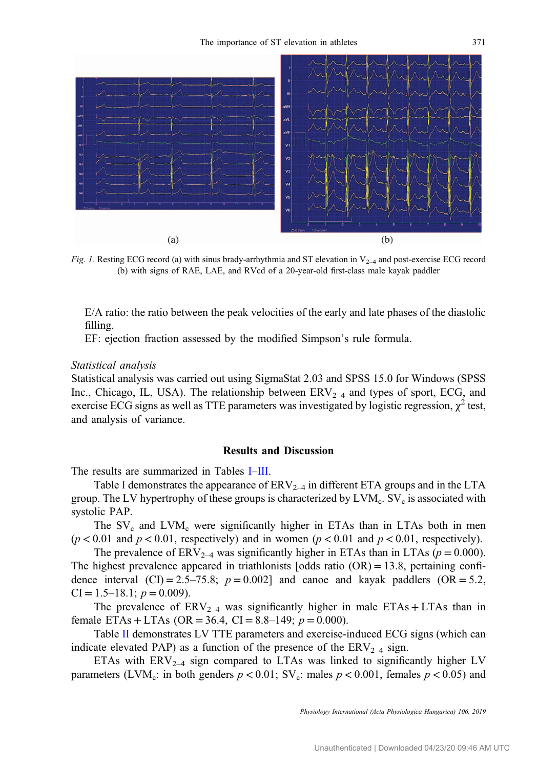*Fig. 1.* Resting ECG record (a) with sinus brady-arrhythmia and ST elevation in $V_{2–4}$ and post-exercise ECG record (b) with signs of RAE, LAE, and RVcd of a 20-year-old first-class male kayak paddler

E/A ratio: the ratio between the peak velocities of the early and late phases of the diastolic filling.

EF: ejection fraction assessed by the modified Simpson's rule formula.

*Statistical analysis*

Statistical analysis was carried out using SigmaStat 2.03 and SPSS 15.0 for Windows (SPSS Inc., Chicago, IL, USA). The relationship between $ERV_{2–4}$ and types of sport, ECG, and exercise ECG signs as well as TTE parameters was investigated by logistic regression, $\chi^2$ test, and analysis of variance.

## Results and Discussion

The results are summarized in Tables I–III.

Table I demonstrates the appearance of $ERV_{2–4}$ in different ETA groups and in the LTA group. The LV hypertrophy of these groups is characterized by $LVM_c$. $SV_c$ is associated with systolic PAP.

The $SV_c$ and $LVM_c$ were significantly higher in ETAs than in LTAs both in men ($p < 0.01$ and $p < 0.01$, respectively) and in women ($p < 0.01$ and $p < 0.01$, respectively).

The prevalence of $ERV_{2–4}$ was significantly higher in ETAs than in LTAs ($p = 0.000$). The highest prevalence appeared in triathlonists [odds ratio (OR) = 13.8, pertaining confidence interval (CI) = 2.5–75.8; $p = 0.002$] and canoe and kayak paddlers (OR = 5.2, CI = 1.5–18.1; $p = 0.009$).

The prevalence of $ERV_{2–4}$ was significantly higher in male ETAs + LTAs than in female ETAs + LTAs (OR = 36.4, CI = 8.8–149; $p = 0.000$).

Table II demonstrates LV TTE parameters and exercise-induced ECG signs (which can indicate elevated PAP) as a function of the presence of the $ERV_{2–4}$ sign.

ETAs with $ERV_{2–4}$ sign compared to LTAs was linked to significantly higher LV parameters ($LVM_c$: in both genders $p < 0.01$; $SV_c$: males $p < 0.001$, females $p < 0.05$) and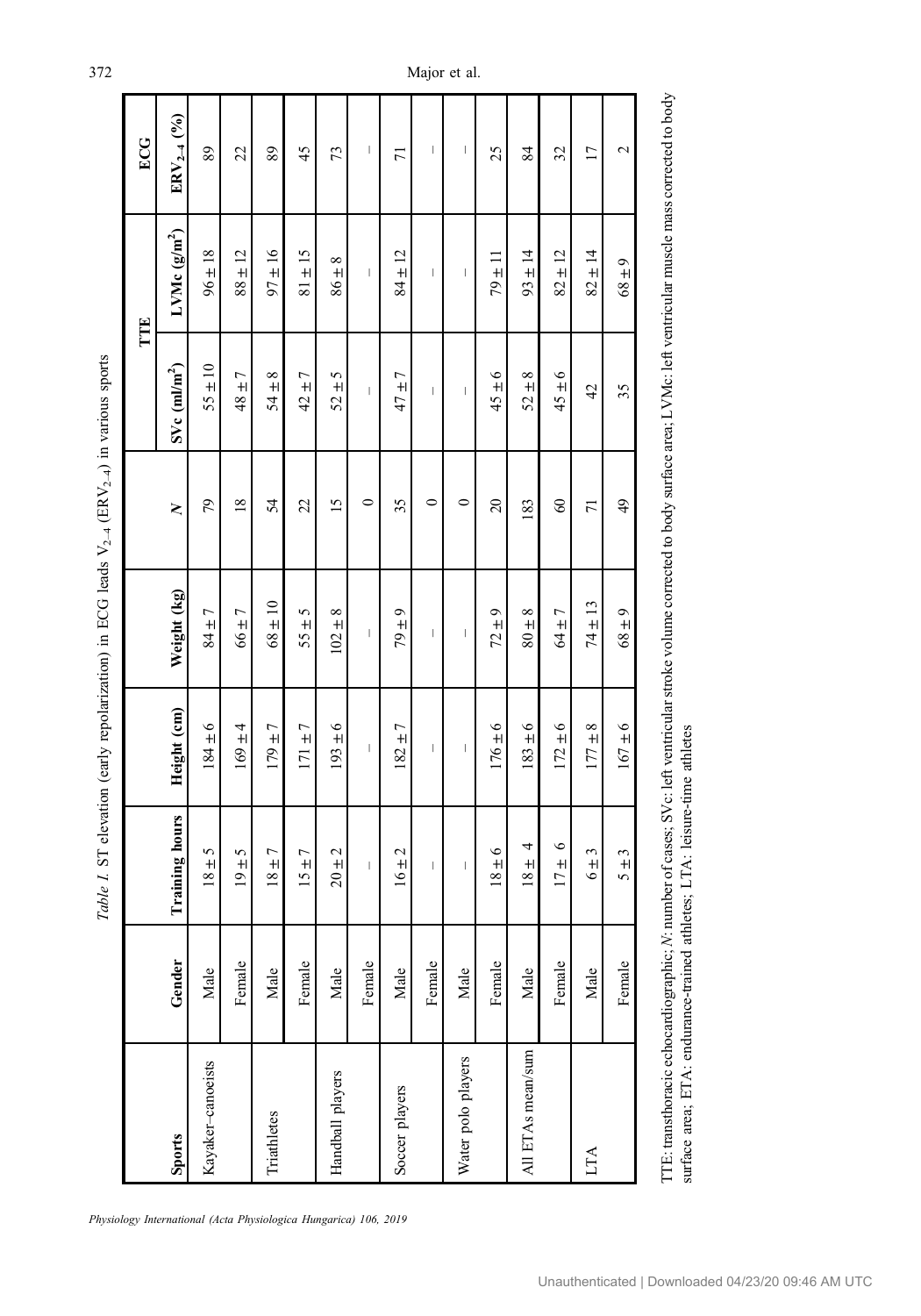*Table I.* ST elevation (early repolarization) in ECG leads $V_{2-4}$ ($ERV_{2-4}$) in various sports

| Sports | Gender | Training hours | Height (cm) | Weight (kg) | *N* | TTE | | ECG |
|---|---|---|---|---|---|---|---|---|
| | | | | | | SVc (ml/m$^2$) | LVMc (g/m$^2$) | $ERV_{2-4}$ (%) |
| Kayaker–canoeists | Male | 18 ± 5 | 184 ± 6 | 84 ± 7 | 79 | 55 ± 10 | 96 ± 18 | 89 |
| | Female | 19 ± 5 | 169 ± 4 | 66 ± 7 | 18 | 48 ± 7 | 88 ± 12 | 22 |
| Triathletes | Male | 18 ± 7 | 179 ± 7 | 68 ± 10 | 54 | 54 ± 8 | 97 ± 16 | 89 |
| | Female | 15 ± 7 | 171 ± 7 | 55 ± 5 | 22 | 42 ± 7 | 81 ± 15 | 45 |
| Handball players | Male | 20 ± 2 | 193 ± 6 | 102 ± 8 | 15 | 52 ± 5 | 86 ± 8 | 73 |
| | Female | – | – | – | 0 | – | – | – |
| Soccer players | Male | 16 ± 2 | 182 ± 7 | 79 ± 9 | 35 | 47 ± 7 | 84 ± 12 | 71 |
| | Female | – | – | – | 0 | – | – | – |
| Water polo players | Male | – | – | – | 0 | – | – | – |
| | Female | 18 ± 6 | 176 ± 6 | 72 ± 9 | 20 | 45 ± 6 | 79 ± 11 | 25 |
| All ETAs mean/sum | Male | 18 ± 4 | 183 ± 6 | 80 ± 8 | 183 | 52 ± 8 | 93 ± 14 | 84 |
| | Female | 17 ± 6 | 172 ± 6 | 64 ± 7 | 60 | 45 ± 6 | 82 ± 12 | 32 |
| LTA | Male | 6 ± 3 | 177 ± 8 | 74 ± 13 | 71 | 42 | 82 ± 14 | 17 |
| | Female | 5 ± 3 | 167 ± 6 | 68 ± 9 | 49 | 35 | 68 ± 9 | 2 |

TTE: transthoracic echocardiographic; *N*: number of cases; SVc: left ventricular stroke volume corrected to body surface area; LVMc: left ventricular muscle mass corrected to body surface area; ETA: endurance-trained athletes; LTA: leisure-time athletes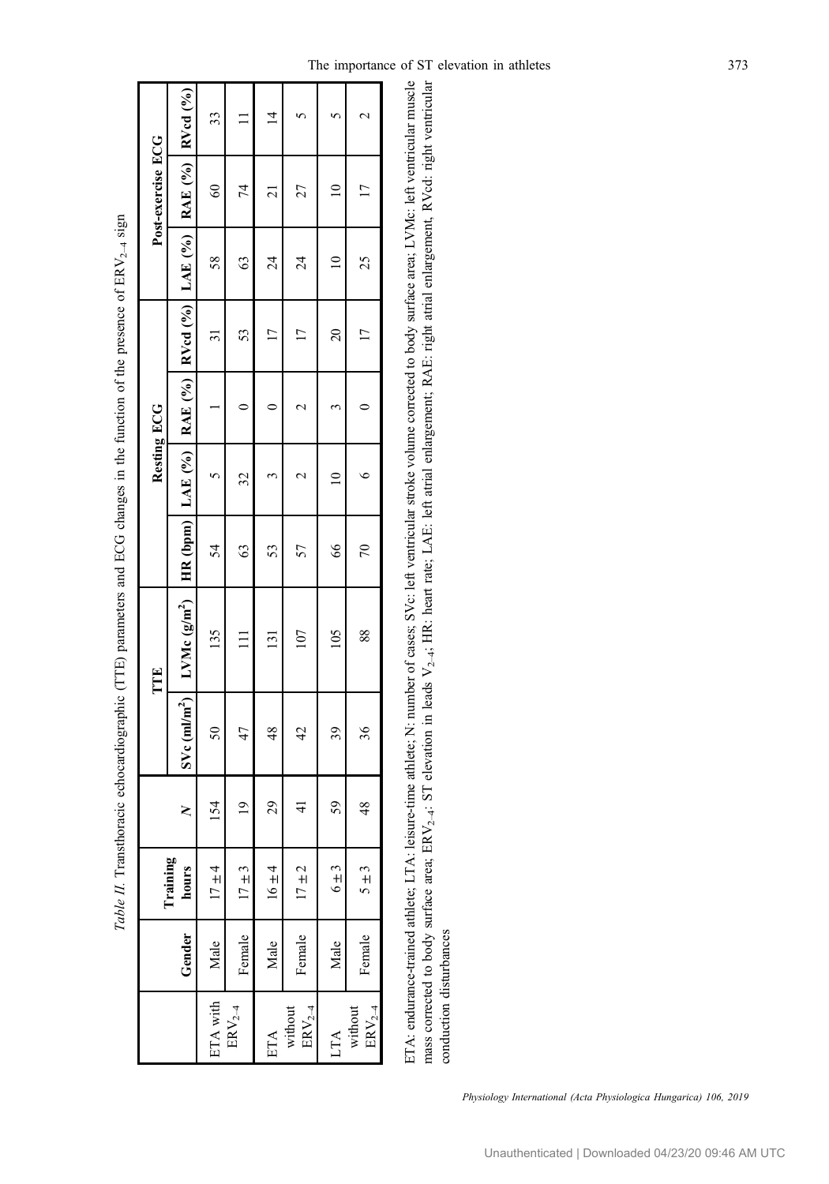*Table II.* Transthoracic echocardiographic (TTE) parameters and ECG changes in the function of the presence of $ERV_{2–4}$ sign

| | Gender | Training hours | *N* | TTE | | Resting ECG | | | | Post-exercise ECG | | |
|---|---|---|---|---|---|---|---|---|---|---|---|---|
| | | | | SVc (ml/m²) | LVMc (g/m²) | HR (bpm) | LAE (%) | RAE (%) | RVcd (%) | LAE (%) | RAE (%) | RVcd (%) |
| ETA with $ERV_{2–4}$ | Male | 17 ± 4 | 154 | 50 | 135 | 54 | 5 | 1 | 31 | 58 | 60 | 33 |
| | Female | 17 ± 3 | 19 | 47 | 111 | 63 | 32 | 0 | 53 | 63 | 74 | 11 |
| ETA without $ERV_{2–4}$ | Male | 16 ± 4 | 29 | 48 | 131 | 53 | 3 | 0 | 17 | 24 | 21 | 14 |
| | Female | 17 ± 2 | 41 | 42 | 107 | 57 | 2 | 2 | 17 | 24 | 27 | 5 |
| LTA without $ERV_{2–4}$ | Male | 6 ± 3 | 59 | 39 | 105 | 66 | 10 | 3 | 20 | 10 | 10 | 5 |
| | Female | 5 ± 3 | 48 | 36 | 88 | 70 | 6 | 0 | 17 | 25 | 17 | 2 |

ETA: endurance-trained athlete; LTA: leisure-time athlete; N: number of cases; SVc: left ventricular stroke volume corrected to body surface area; LVMc: left ventricular muscle mass corrected to body surface area; $ERV_{2–4}$: ST elevation in leads $V_{2–4}$; HR: heart rate; LAE: left atrial enlargement; RAE: right atrial enlargement, RVcd: right ventricular conduction disturbances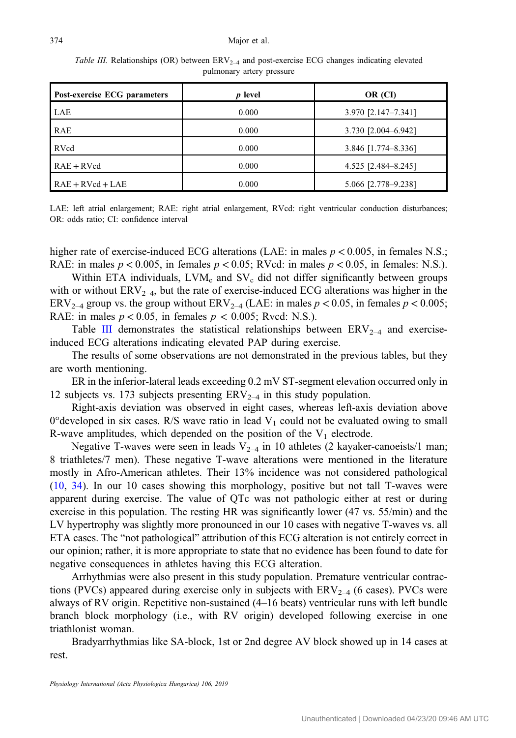*Table III.* Relationships (OR) between $ERV_{2–4}$ and post-exercise ECG changes indicating elevated pulmonary artery pressure

| Post-exercise ECG parameters | *p* level | OR (CI) |
|---|---|---|
| LAE | 0.000 | 3.970 [2.147–7.341] |
| RAE | 0.000 | 3.730 [2.004–6.942] |
| RVcd | 0.000 | 3.846 [1.774–8.336] |
| RAE + RVcd | 0.000 | 4.525 [2.484–8.245] |
| RAE + RVcd + LAE | 0.000 | 5.066 [2.778–9.238] |

LAE: left atrial enlargement; RAE: right atrial enlargement, RVcd: right ventricular conduction disturbances; OR: odds ratio; CI: confidence interval

higher rate of exercise-induced ECG alterations (LAE: in males $p < 0.005$, in females N.S.; RAE: in males $p < 0.005$, in females $p < 0.05$; RVcd: in males $p < 0.05$, in females: N.S.).

Within ETA individuals, $LVM_c$ and $SV_c$ did not differ significantly between groups with or without $ERV_{2–4}$, but the rate of exercise-induced ECG alterations was higher in the $ERV_{2–4}$ group vs. the group without $ERV_{2–4}$ (LAE: in males $p < 0.05$, in females $p < 0.005$; RAE: in males $p < 0.05$, in females $p < 0.005$; Rvcd: N.S.).

Table III demonstrates the statistical relationships between $ERV_{2–4}$ and exercise-induced ECG alterations indicating elevated PAP during exercise.

The results of some observations are not demonstrated in the previous tables, but they are worth mentioning.

ER in the inferior-lateral leads exceeding 0.2 mV ST-segment elevation occurred only in 12 subjects vs. 173 subjects presenting $ERV_{2–4}$ in this study population.

Right-axis deviation was observed in eight cases, whereas left-axis deviation above 0°developed in six cases. R/S wave ratio in lead $V_1$ could not be evaluated owing to small R-wave amplitudes, which depended on the position of the $V_1$ electrode.

Negative T-waves were seen in leads $V_{2–4}$ in 10 athletes (2 kayaker-canoeists/1 man; 8 triathletes/7 men). These negative T-wave alterations were mentioned in the literature mostly in Afro-American athletes. Their 13% incidence was not considered pathological (10, 34). In our 10 cases showing this morphology, positive but not tall T-waves were apparent during exercise. The value of QTc was not pathologic either at rest or during exercise in this population. The resting HR was significantly lower (47 vs. 55/min) and the LV hypertrophy was slightly more pronounced in our 10 cases with negative T-waves vs. all ETA cases. The "not pathological" attribution of this ECG alteration is not entirely correct in our opinion; rather, it is more appropriate to state that no evidence has been found to date for negative consequences in athletes having this ECG alteration.

Arrhythmias were also present in this study population. Premature ventricular contractions (PVCs) appeared during exercise only in subjects with $ERV_{2–4}$ (6 cases). PVCs were always of RV origin. Repetitive non-sustained (4–16 beats) ventricular runs with left bundle branch block morphology (i.e., with RV origin) developed following exercise in one triathlonist woman.

Bradyarrhythmias like SA-block, 1st or 2nd degree AV block showed up in 14 cases at rest.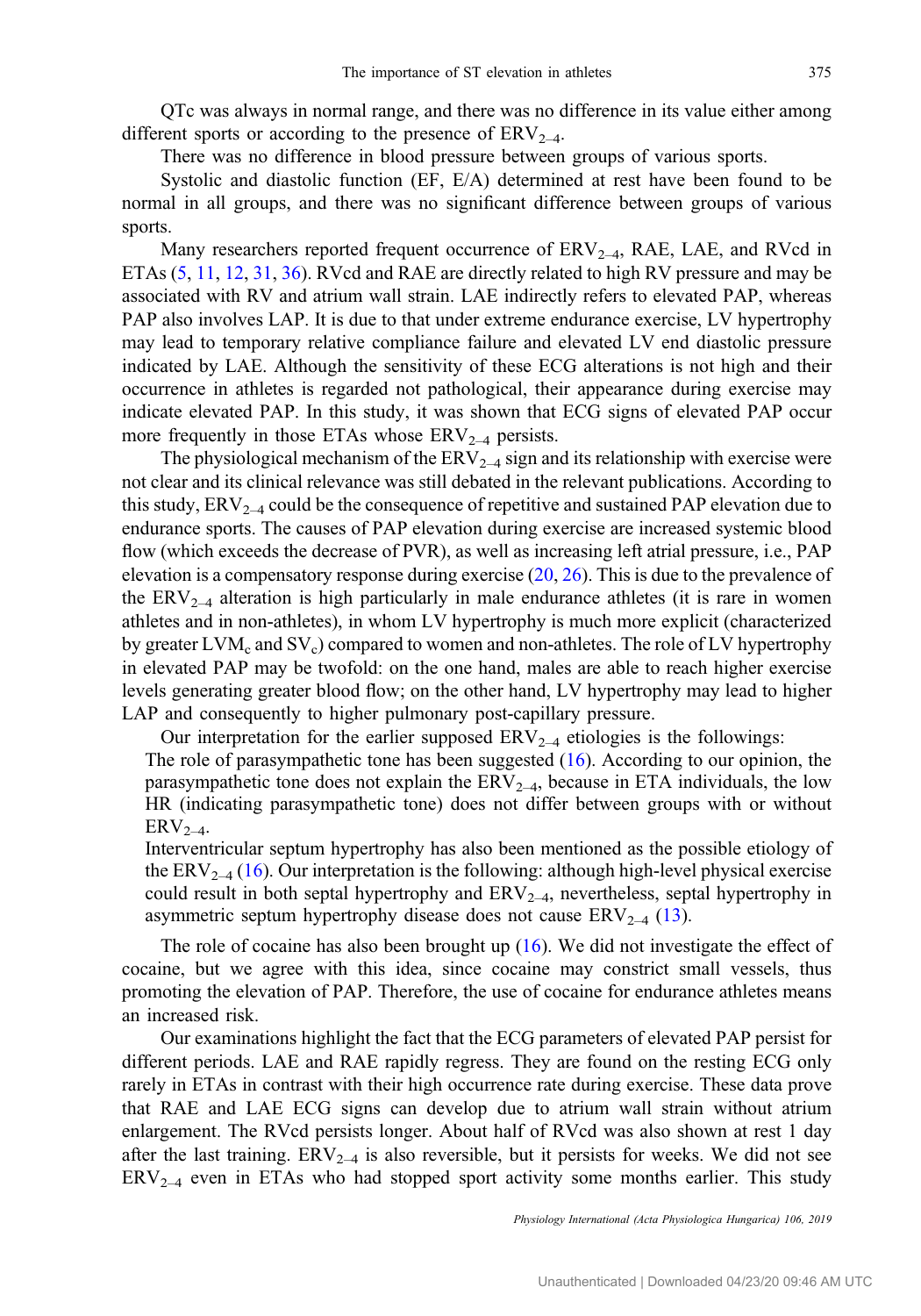QTc was always in normal range, and there was no difference in its value either among different sports or according to the presence of $ERV_{2–4}$.

There was no difference in blood pressure between groups of various sports.

Systolic and diastolic function (EF, E/A) determined at rest have been found to be normal in all groups, and there was no significant difference between groups of various sports.

Many researchers reported frequent occurrence of $ERV_{2–4}$, RAE, LAE, and RVcd in ETAs (5, 11, 12, 31, 36). RVcd and RAE are directly related to high RV pressure and may be associated with RV and atrium wall strain. LAE indirectly refers to elevated PAP, whereas PAP also involves LAP. It is due to that under extreme endurance exercise, LV hypertrophy may lead to temporary relative compliance failure and elevated LV end diastolic pressure indicated by LAE. Although the sensitivity of these ECG alterations is not high and their occurrence in athletes is regarded not pathological, their appearance during exercise may indicate elevated PAP. In this study, it was shown that ECG signs of elevated PAP occur more frequently in those ETAs whose $ERV_{2–4}$ persists.

The physiological mechanism of the $ERV_{2–4}$ sign and its relationship with exercise were not clear and its clinical relevance was still debated in the relevant publications. According to this study, $ERV_{2–4}$ could be the consequence of repetitive and sustained PAP elevation due to endurance sports. The causes of PAP elevation during exercise are increased systemic blood flow (which exceeds the decrease of PVR), as well as increasing left atrial pressure, i.e., PAP elevation is a compensatory response during exercise (20, 26). This is due to the prevalence of the $ERV_{2–4}$ alteration is high particularly in male endurance athletes (it is rare in women athletes and in non-athletes), in whom LV hypertrophy is much more explicit (characterized by greater $LVM_c$ and $SV_c$) compared to women and non-athletes. The role of LV hypertrophy in elevated PAP may be twofold: on the one hand, males are able to reach higher exercise levels generating greater blood flow; on the other hand, LV hypertrophy may lead to higher LAP and consequently to higher pulmonary post-capillary pressure.

Our interpretation for the earlier supposed $ERV_{2–4}$ etiologies is the followings:

The role of parasympathetic tone has been suggested (16). According to our opinion, the parasympathetic tone does not explain the $ERV_{2–4}$, because in ETA individuals, the low HR (indicating parasympathetic tone) does not differ between groups with or without $ERV_{2–4}$.

Interventricular septum hypertrophy has also been mentioned as the possible etiology of the $ERV_{2–4}$ (16). Our interpretation is the following: although high-level physical exercise could result in both septal hypertrophy and $ERV_{2–4}$, nevertheless, septal hypertrophy in asymmetric septum hypertrophy disease does not cause $ERV_{2–4}$ (13).

The role of cocaine has also been brought up (16). We did not investigate the effect of cocaine, but we agree with this idea, since cocaine may constrict small vessels, thus promoting the elevation of PAP. Therefore, the use of cocaine for endurance athletes means an increased risk.

Our examinations highlight the fact that the ECG parameters of elevated PAP persist for different periods. LAE and RAE rapidly regress. They are found on the resting ECG only rarely in ETAs in contrast with their high occurrence rate during exercise. These data prove that RAE and LAE ECG signs can develop due to atrium wall strain without atrium enlargement. The RVcd persists longer. About half of RVcd was also shown at rest 1 day after the last training. $ERV_{2–4}$ is also reversible, but it persists for weeks. We did not see $ERV_{2–4}$ even in ETAs who had stopped sport activity some months earlier. This study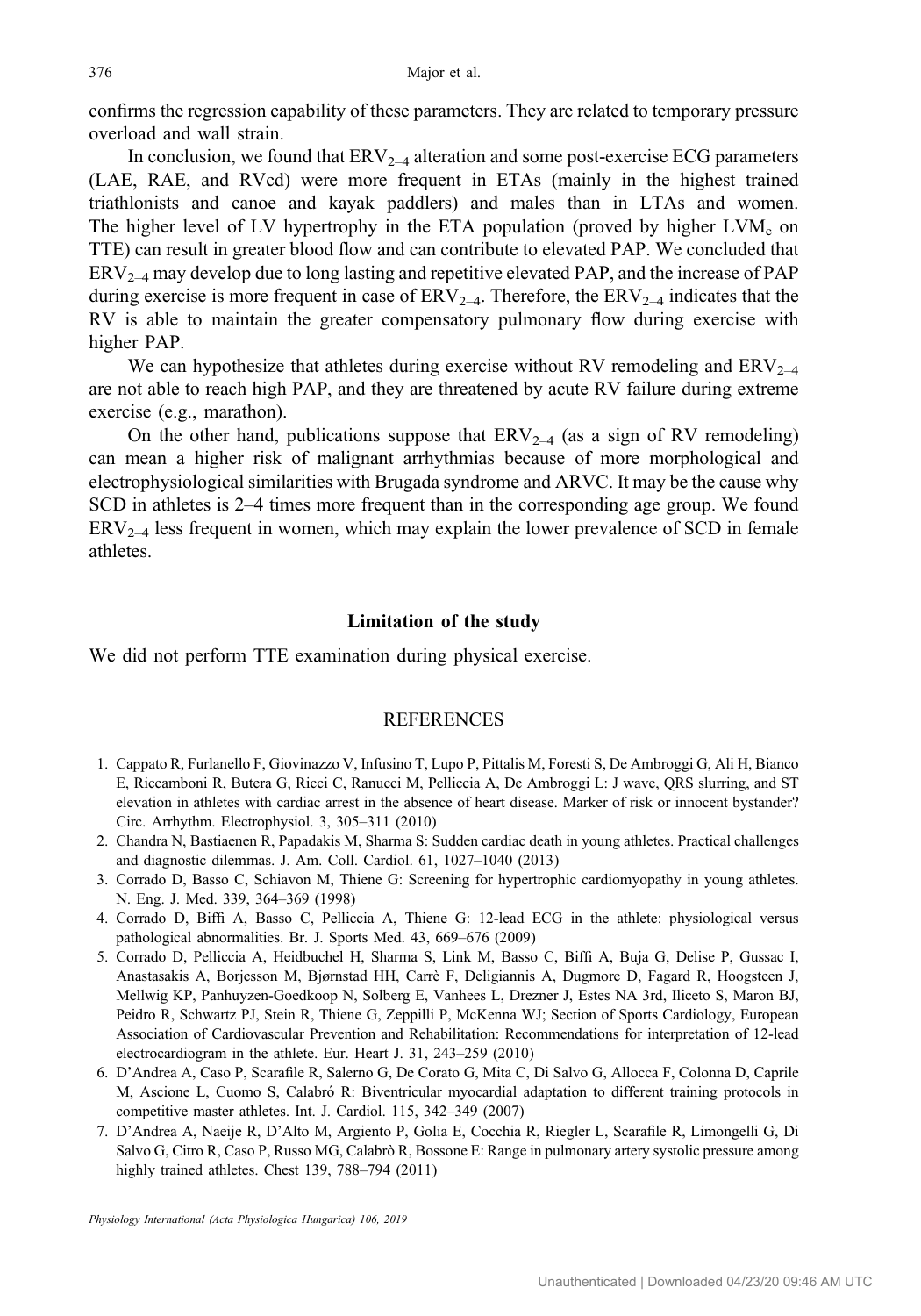confirms the regression capability of these parameters. They are related to temporary pressure overload and wall strain.

In conclusion, we found that $ERV_{2–4}$ alteration and some post-exercise ECG parameters (LAE, RAE, and RVcd) were more frequent in ETAs (mainly in the highest trained triathlonists and canoe and kayak paddlers) and males than in LTAs and women. The higher level of LV hypertrophy in the ETA population (proved by higher $LVM_c$ on TTE) can result in greater blood flow and can contribute to elevated PAP. We concluded that $ERV_{2–4}$ may develop due to long lasting and repetitive elevated PAP, and the increase of PAP during exercise is more frequent in case of $ERV_{2–4}$. Therefore, the $ERV_{2–4}$ indicates that the RV is able to maintain the greater compensatory pulmonary flow during exercise with higher PAP.

We can hypothesize that athletes during exercise without RV remodeling and $ERV_{2–4}$ are not able to reach high PAP, and they are threatened by acute RV failure during extreme exercise (e.g., marathon).

On the other hand, publications suppose that $ERV_{2–4}$ (as a sign of RV remodeling) can mean a higher risk of malignant arrhythmias because of more morphological and electrophysiological similarities with Brugada syndrome and ARVC. It may be the cause why SCD in athletes is 2–4 times more frequent than in the corresponding age group. We found $ERV_{2–4}$ less frequent in women, which may explain the lower prevalence of SCD in female athletes.

## Limitation of the study

We did not perform TTE examination during physical exercise.

## REFERENCES

1. Cappato R, Furlanello F, Giovinazzo V, Infusino T, Lupo P, Pittalis M, Foresti S, De Ambroggi G, Ali H, Bianco E, Riccamboni R, Butera G, Ricci C, Ranucci M, Pelliccia A, De Ambroggi L: J wave, QRS slurring, and ST elevation in athletes with cardiac arrest in the absence of heart disease. Marker of risk or innocent bystander? Circ. Arrhythm. Electrophysiol. 3, 305–311 (2010)
2. Chandra N, Bastiaenen R, Papadakis M, Sharma S: Sudden cardiac death in young athletes. Practical challenges and diagnostic dilemmas. J. Am. Coll. Cardiol. 61, 1027–1040 (2013)
3. Corrado D, Basso C, Schiavon M, Thiene G: Screening for hypertrophic cardiomyopathy in young athletes. N. Eng. J. Med. 339, 364–369 (1998)
4. Corrado D, Biffi A, Basso C, Pelliccia A, Thiene G: 12-lead ECG in the athlete: physiological versus pathological abnormalities. Br. J. Sports Med. 43, 669–676 (2009)
5. Corrado D, Pelliccia A, Heidbuchel H, Sharma S, Link M, Basso C, Biffi A, Buja G, Delise P, Gussac I, Anastasakis A, Borjesson M, Bjørnstad HH, Carrè F, Deligiannis A, Dugmore D, Fagard R, Hoogsteen J, Mellwig KP, Panhuyzen-Goedkoop N, Solberg E, Vanhees L, Drezner J, Estes NA 3rd, Iliceto S, Maron BJ, Peidro R, Schwartz PJ, Stein R, Thiene G, Zeppilli P, McKenna WJ; Section of Sports Cardiology, European Association of Cardiovascular Prevention and Rehabilitation: Recommendations for interpretation of 12-lead electrocardiogram in the athlete. Eur. Heart J. 31, 243–259 (2010)
6. D'Andrea A, Caso P, Scarafile R, Salerno G, De Corato G, Mita C, Di Salvo G, Allocca F, Colonna D, Caprile M, Ascione L, Cuomo S, Calabró R: Biventricular myocardial adaptation to different training protocols in competitive master athletes. Int. J. Cardiol. 115, 342–349 (2007)
7. D'Andrea A, Naeije R, D'Alto M, Argiento P, Golia E, Cocchia R, Riegler L, Scarafile R, Limongelli G, Di Salvo G, Citro R, Caso P, Russo MG, Calabrò R, Bossone E: Range in pulmonary artery systolic pressure among highly trained athletes. Chest 139, 788–794 (2011)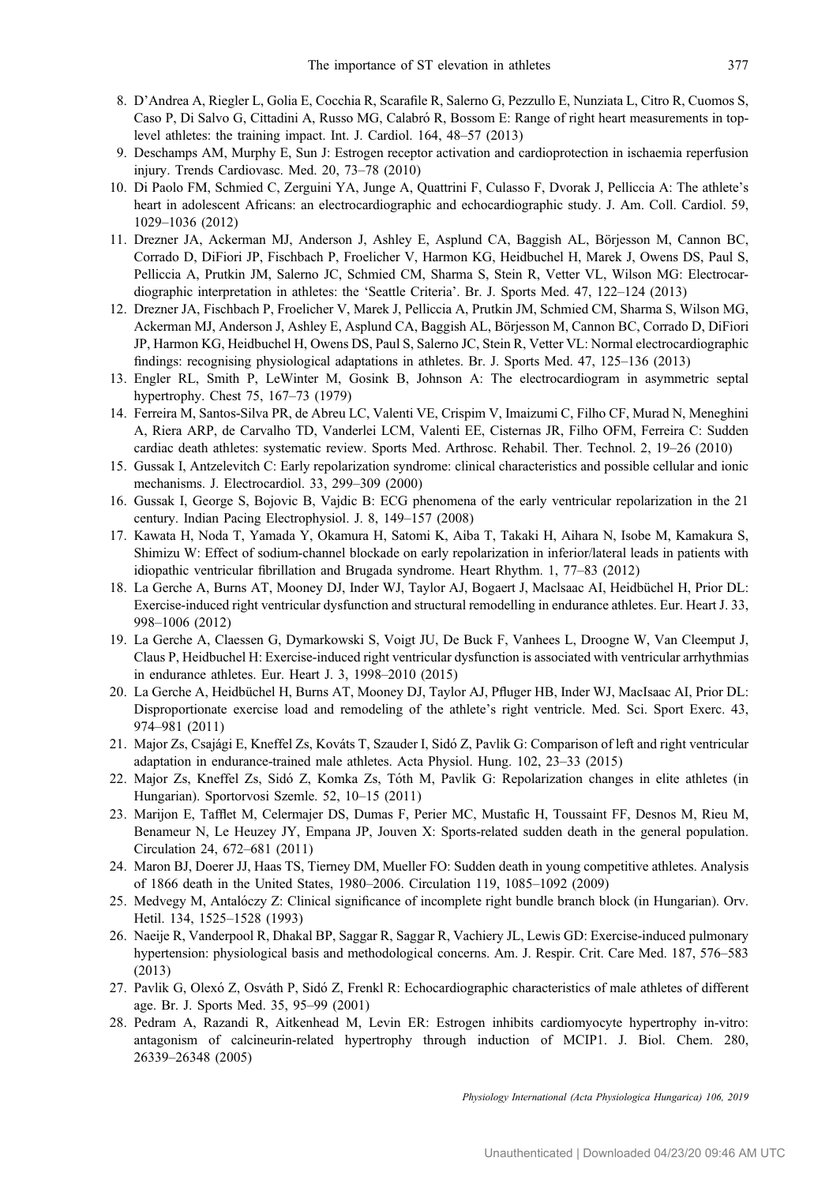8. D'Andrea A, Riegler L, Golia E, Cocchia R, Scarafile R, Salerno G, Pezzullo E, Nunziata L, Citro R, Cuomos S, Caso P, Di Salvo G, Cittadini A, Russo MG, Calabró R, Bossom E: Range of right heart measurements in top-level athletes: the training impact. Int. J. Cardiol. 164, 48–57 (2013)
9. Deschamps AM, Murphy E, Sun J: Estrogen receptor activation and cardioprotection in ischaemia reperfusion injury. Trends Cardiovasc. Med. 20, 73–78 (2010)
10. Di Paolo FM, Schmied C, Zerguini YA, Junge A, Quattrini F, Culasso F, Dvorak J, Pelliccia A: The athlete's heart in adolescent Africans: an electrocardiographic and echocardiographic study. J. Am. Coll. Cardiol. 59, 1029–1036 (2012)
11. Drezner JA, Ackerman MJ, Anderson J, Ashley E, Asplund CA, Baggish AL, Börjesson M, Cannon BC, Corrado D, DiFiori JP, Fischbach P, Froelicher V, Harmon KG, Heidbuchel H, Marek J, Owens DS, Paul S, Pelliccia A, Prutkin JM, Salerno JC, Schmied CM, Sharma S, Stein R, Vetter VL, Wilson MG: Electrocardiographic interpretation in athletes: the 'Seattle Criteria'. Br. J. Sports Med. 47, 122–124 (2013)
12. Drezner JA, Fischbach P, Froelicher V, Marek J, Pelliccia A, Prutkin JM, Schmied CM, Sharma S, Wilson MG, Ackerman MJ, Anderson J, Ashley E, Asplund CA, Baggish AL, Börjesson M, Cannon BC, Corrado D, DiFiori JP, Harmon KG, Heidbuchel H, Owens DS, Paul S, Salerno JC, Stein R, Vetter VL: Normal electrocardiographic findings: recognising physiological adaptations in athletes. Br. J. Sports Med. 47, 125–136 (2013)
13. Engler RL, Smith P, LeWinter M, Gosink B, Johnson A: The electrocardiogram in asymmetric septal hypertrophy. Chest 75, 167–73 (1979)
14. Ferreira M, Santos-Silva PR, de Abreu LC, Valenti VE, Crispim V, Imaizumi C, Filho CF, Murad N, Meneghini A, Riera ARP, de Carvalho TD, Vanderlei LCM, Valenti EE, Cisternas JR, Filho OFM, Ferreira C: Sudden cardiac death athletes: systematic review. Sports Med. Arthrosc. Rehabil. Ther. Technol. 2, 19–26 (2010)
15. Gussak I, Antzelevitch C: Early repolarization syndrome: clinical characteristics and possible cellular and ionic mechanisms. J. Electrocardiol. 33, 299–309 (2000)
16. Gussak I, George S, Bojovic B, Vajdic B: ECG phenomena of the early ventricular repolarization in the 21 century. Indian Pacing Electrophysiol. J. 8, 149–157 (2008)
17. Kawata H, Noda T, Yamada Y, Okamura H, Satomi K, Aiba T, Takaki H, Aihara N, Isobe M, Kamakura S, Shimizu W: Effect of sodium-channel blockade on early repolarization in inferior/lateral leads in patients with idiopathic ventricular fibrillation and Brugada syndrome. Heart Rhythm. 1, 77–83 (2012)
18. La Gerche A, Burns AT, Mooney DJ, Inder WJ, Taylor AJ, Bogaert J, MacIsaac AI, Heidbüchel H, Prior DL: Exercise-induced right ventricular dysfunction and structural remodelling in endurance athletes. Eur. Heart J. 33, 998–1006 (2012)
19. La Gerche A, Claessen G, Dymarkowski S, Voigt JU, De Buck F, Vanhees L, Droogne W, Van Cleemput J, Claus P, Heidbuchel H: Exercise-induced right ventricular dysfunction is associated with ventricular arrhythmias in endurance athletes. Eur. Heart J. 3, 1998–2010 (2015)
20. La Gerche A, Heidbüchel H, Burns AT, Mooney DJ, Taylor AJ, Pfluger HB, Inder WJ, MacIsaac AI, Prior DL: Disproportionate exercise load and remodeling of the athlete's right ventricle. Med. Sci. Sport Exerc. 43, 974–981 (2011)
21. Major Zs, Csajági E, Kneffel Zs, Kováts T, Szauder I, Sidó Z, Pavlik G: Comparison of left and right ventricular adaptation in endurance-trained male athletes. Acta Physiol. Hung. 102, 23–33 (2015)
22. Major Zs, Kneffel Zs, Sidó Z, Komka Zs, Tóth M, Pavlik G: Repolarization changes in elite athletes (in Hungarian). Sportorvosi Szemle. 52, 10–15 (2011)
23. Marijon E, Tafflet M, Celermajer DS, Dumas F, Perier MC, Mustafic H, Toussaint FF, Desnos M, Rieu M, Benameur N, Le Heuzey JY, Empana JP, Jouven X: Sports-related sudden death in the general population. Circulation 24, 672–681 (2011)
24. Maron BJ, Doerer JJ, Haas TS, Tierney DM, Mueller FO: Sudden death in young competitive athletes. Analysis of 1866 death in the United States, 1980–2006. Circulation 119, 1085–1092 (2009)
25. Medvegy M, Antalóczy Z: Clinical significance of incomplete right bundle branch block (in Hungarian). Orv. Hetil. 134, 1525–1528 (1993)
26. Naeije R, Vanderpool R, Dhakal BP, Saggar R, Saggar R, Vachiery JL, Lewis GD: Exercise-induced pulmonary hypertension: physiological basis and methodological concerns. Am. J. Respir. Crit. Care Med. 187, 576–583 (2013)
27. Pavlik G, Olexó Z, Osváth P, Sidó Z, Frenkl R: Echocardiographic characteristics of male athletes of different age. Br. J. Sports Med. 35, 95–99 (2001)
28. Pedram A, Razandi R, Aitkenhead M, Levin ER: Estrogen inhibits cardiomyocyte hypertrophy in-vitro: antagonism of calcineurin-related hypertrophy through induction of MCIP1. J. Biol. Chem. 280, 26339–26348 (2005)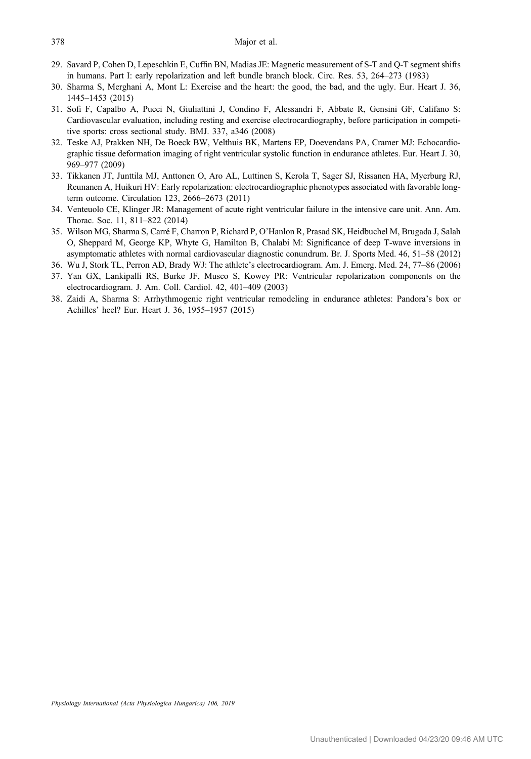29. Savard P, Cohen D, Lepeschkin E, Cuffin BN, Madias JE: Magnetic measurement of S-T and Q-T segment shifts in humans. Part I: early repolarization and left bundle branch block. Circ. Res. 53, 264–273 (1983)
30. Sharma S, Merghani A, Mont L: Exercise and the heart: the good, the bad, and the ugly. Eur. Heart J. 36, 1445–1453 (2015)
31. Sofi F, Capalbo A, Pucci N, Giuliattini J, Condino F, Alessandri F, Abbate R, Gensini GF, Califano S: Cardiovascular evaluation, including resting and exercise electrocardiography, before participation in competitive sports: cross sectional study. BMJ. 337, a346 (2008)
32. Teske AJ, Prakken NH, De Boeck BW, Velthuis BK, Martens EP, Doevendans PA, Cramer MJ: Echocardiographic tissue deformation imaging of right ventricular systolic function in endurance athletes. Eur. Heart J. 30, 969–977 (2009)
33. Tikkanen JT, Junttila MJ, Anttonen O, Aro AL, Luttinen S, Kerola T, Sager SJ, Rissanen HA, Myerburg RJ, Reunanen A, Huikuri HV: Early repolarization: electrocardiographic phenotypes associated with favorable long-term outcome. Circulation 123, 2666–2673 (2011)
34. Venteuolo CE, Klinger JR: Management of acute right ventricular failure in the intensive care unit. Ann. Am. Thorac. Soc. 11, 811–822 (2014)
35. Wilson MG, Sharma S, Carré F, Charron P, Richard P, O'Hanlon R, Prasad SK, Heidbuchel M, Brugada J, Salah O, Sheppard M, George KP, Whyte G, Hamilton B, Chalabi M: Significance of deep T-wave inversions in asymptomatic athletes with normal cardiovascular diagnostic conundrum. Br. J. Sports Med. 46, 51–58 (2012)
36. Wu J, Stork TL, Perron AD, Brady WJ: The athlete's electrocardiogram. Am. J. Emerg. Med. 24, 77–86 (2006)
37. Yan GX, Lankipalli RS, Burke JF, Musco S, Kowey PR: Ventricular repolarization components on the electrocardiogram. J. Am. Coll. Cardiol. 42, 401–409 (2003)
38. Zaidi A, Sharma S: Arrhythmogenic right ventricular remodeling in endurance athletes: Pandora's box or Achilles' heel? Eur. Heart J. 36, 1955–1957 (2015)